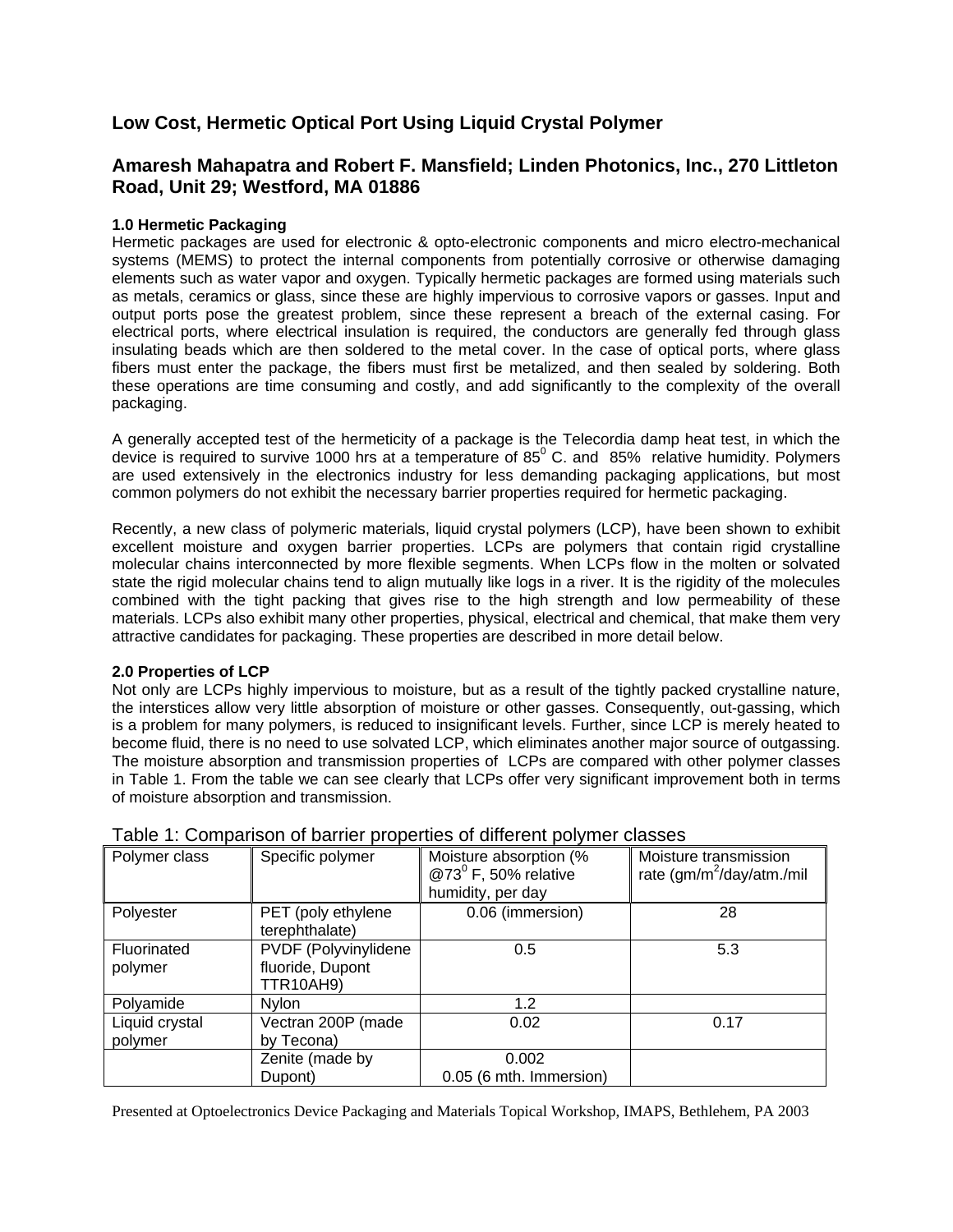# Low Cost, Hermetic Optical Port Using Liquid Crystal Polymer

## Amaresh Mahapatra and Robert F. Mansfield; Linden Photonics, Inc., 270 Littleton Road, Unit 29; Westford, MA 01886

### 1.0 Hermetic Packaging

Hermetic packages are used for electronic & opto-electronic components and micro electro-mechanical systems (MEMS) to protect the internal components from potentially corrosive or otherwise damaging elements such as water vapor and oxygen. Typically hermetic packages are formed using materials such as metals, ceramics or glass, since these are highly impervious to corrosive vapors or gasses. Input and output ports pose the greatest problem, since these represent a breach of the external casing. For electrical ports, where electrical insulation is required, the conductors are generally fed through glass insulating beads which are then soldered to the metal cover. In the case of optical ports, where glass fibers must enter the package, the fibers must first be metalized, and then sealed by soldering. Both these operations are time consuming and costly, and add significantly to the complexity of the overall packaging.

A generally accepted test of the hermeticity of a package is the Telecordia damp heat test, in which the device is required to survive 1000 hrs at a temperature of $85^0$ C. and 85% relative humidity. Polymers are used extensively in the electronics industry for less demanding packaging applications, but most common polymers do not exhibit the necessary barrier properties required for hermetic packaging.

Recently, a new class of polymeric materials, liquid crystal polymers (LCP), have been shown to exhibit excellent moisture and oxygen barrier properties. LCPs are polymers that contain rigid crystalline molecular chains interconnected by more flexible segments. When LCPs flow in the molten or solvated state the rigid molecular chains tend to align mutually like logs in a river. It is the rigidity of the molecules combined with the tight packing that gives rise to the high strength and low permeability of these materials. LCPs also exhibit many other properties, physical, electrical and chemical, that make them very attractive candidates for packaging. These properties are described in more detail below.

### 2.0 Properties of LCP

Not only are LCPs highly impervious to moisture, but as a result of the tightly packed crystalline nature, the interstices allow very little absorption of moisture or other gasses. Consequently, out-gassing, which is a problem for many polymers, is reduced to insignificant levels. Further, since LCP is merely heated to become fluid, there is no need to use solvated LCP, which eliminates another major source of outgassing. The moisture absorption and transmission properties of LCPs are compared with other polymer classes in Table 1. From the table we can see clearly that LCPs offer very significant improvement both in terms of moisture absorption and transmission.

Table 1: Comparison of barrier properties of different polymer classes

| Polymer class | Specific polymer | Moisture absorption (% @$73^0$ F, 50% relative humidity, per day | Moisture transmission rate (gm/$m^2$/day/atm./mil |
|---|---|---|---|
| Polyester | PET (poly ethylene terephthalate) | 0.06 (immersion) | 28 |
| Fluorinated polymer | PVDF (Polyvinylidene fluoride, Dupont TTR10AH9) | 0.5 | 5.3 |
| Polyamide | Nylon | 1.2 | |
| Liquid crystal polymer | Vectran 200P (made by Tecona) | 0.02 | 0.17 |
| | Zenite (made by Dupont) | 0.002<br>0.05 (6 mth. Immersion) | |

Presented at Optoelectronics Device Packaging and Materials Topical Workshop, IMAPS, Bethlehem, PA 2003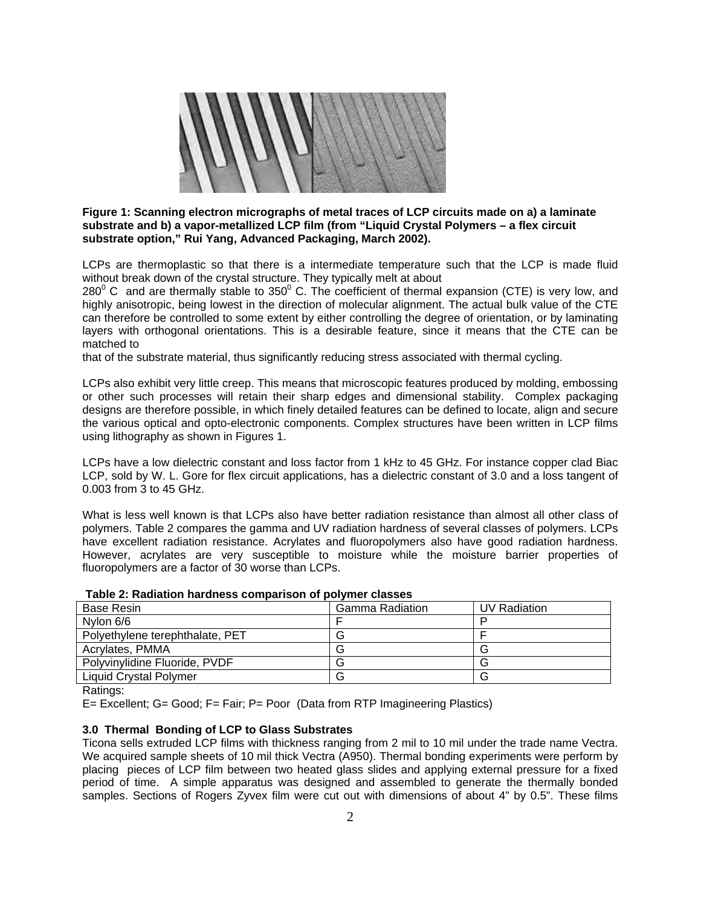**Figure 1: Scanning electron micrographs of metal traces of LCP circuits made on a) a laminate substrate and b) a vapor-metallized LCP film (from "Liquid Crystal Polymers – a flex circuit substrate option," Rui Yang, Advanced Packaging, March 2002).**

LCPs are thermoplastic so that there is a intermediate temperature such that the LCP is made fluid without break down of the crystal structure. They typically melt at about $280^0$ C and are thermally stable to $350^0$ C. The coefficient of thermal expansion (CTE) is very low, and highly anisotropic, being lowest in the direction of molecular alignment. The actual bulk value of the CTE can therefore be controlled to some extent by either controlling the degree of orientation, or by laminating layers with orthogonal orientations. This is a desirable feature, since it means that the CTE can be matched to that of the substrate material, thus significantly reducing stress associated with thermal cycling.

LCPs also exhibit very little creep. This means that microscopic features produced by molding, embossing or other such processes will retain their sharp edges and dimensional stability. Complex packaging designs are therefore possible, in which finely detailed features can be defined to locate, align and secure the various optical and opto-electronic components. Complex structures have been written in LCP films using lithography as shown in Figures 1.

LCPs have a low dielectric constant and loss factor from 1 kHz to 45 GHz. For instance copper clad Biac LCP, sold by W. L. Gore for flex circuit applications, has a dielectric constant of 3.0 and a loss tangent of 0.003 from 3 to 45 GHz.

What is less well known is that LCPs also have better radiation resistance than almost all other class of polymers. Table 2 compares the gamma and UV radiation hardness of several classes of polymers. LCPs have excellent radiation resistance. Acrylates and fluoropolymers also have good radiation hardness. However, acrylates are very susceptible to moisture while the moisture barrier properties of fluoropolymers are a factor of 30 worse than LCPs.

**Table 2: Radiation hardness comparison of polymer classes**

| Base Resin | Gamma Radiation | UV Radiation |
|---|---|---|
| Nylon 6/6 | F | P |
| Polyethylene terephthalate, PET | G | F |
| Acrylates, PMMA | G | G |
| Polyvinylidine Fluoride, PVDF | G | G |
| Liquid Crystal Polymer | G | G |

Ratings:

E= Excellent; G= Good; F= Fair; P= Poor (Data from RTP Imagineering Plastics)

### 3.0 Thermal Bonding of LCP to Glass Substrates

Ticona sells extruded LCP films with thickness ranging from 2 mil to 10 mil under the trade name Vectra. We acquired sample sheets of 10 mil thick Vectra (A950). Thermal bonding experiments were perform by placing pieces of LCP film between two heated glass slides and applying external pressure for a fixed period of time. A simple apparatus was designed and assembled to generate the thermally bonded samples. Sections of Rogers Zyvex film were cut out with dimensions of about 4" by 0.5". These films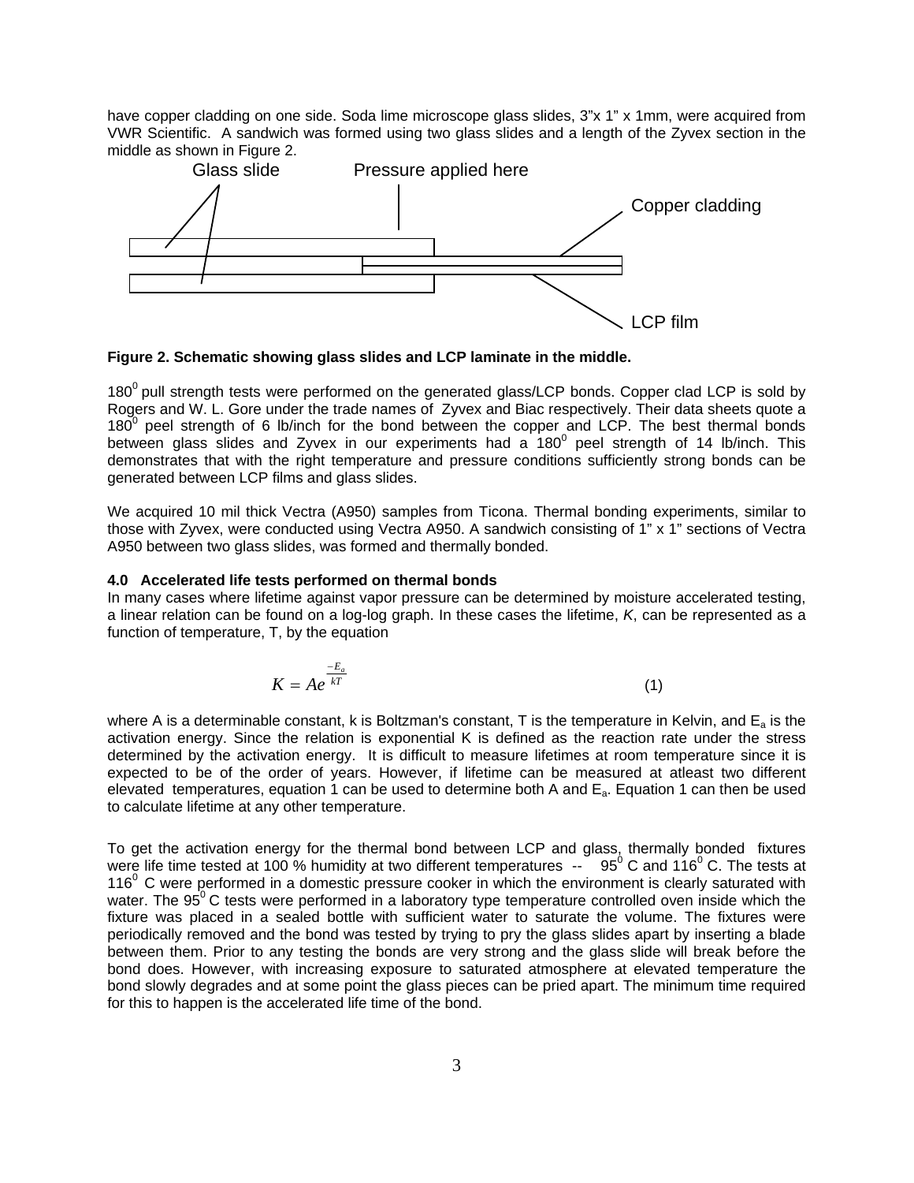have copper cladding on one side. Soda lime microscope glass slides, 3"x 1" x 1mm, were acquired from VWR Scientific. A sandwich was formed using two glass slides and a length of the Zyvex section in the middle as shown in Figure 2.

**Figure 2. Schematic showing glass slides and LCP laminate in the middle.**

$180^0$ pull strength tests were performed on the generated glass/LCP bonds. Copper clad LCP is sold by Rogers and W. L. Gore under the trade names of Zyvex and Biac respectively. Their data sheets quote a $180^0$ peel strength of 6 lb/inch for the bond between the copper and LCP. The best thermal bonds between glass slides and Zyvex in our experiments had a $180^0$ peel strength of 14 lb/inch. This demonstrates that with the right temperature and pressure conditions sufficiently strong bonds can be generated between LCP films and glass slides.

We acquired 10 mil thick Vectra (A950) samples from Ticona. Thermal bonding experiments, similar to those with Zyvex, were conducted using Vectra A950. A sandwich consisting of 1" x 1" sections of Vectra A950 between two glass slides, was formed and thermally bonded.

#### 4.0 Accelerated life tests performed on thermal bonds

In many cases where lifetime against vapor pressure can be determined by moisture accelerated testing, a linear relation can be found on a log-log graph. In these cases the lifetime, *K*, can be represented as a function of temperature, T, by the equation

$$K = Ae^{\frac{-E_a}{kT}} \tag{1}$$

where A is a determinable constant, k is Boltzman's constant, T is the temperature in Kelvin, and $E_a$ is the activation energy. Since the relation is exponential K is defined as the reaction rate under the stress determined by the activation energy. It is difficult to measure lifetimes at room temperature since it is expected to be of the order of years. However, if lifetime can be measured at atleast two different elevated temperatures, equation 1 can be used to determine both A and $E_a$. Equation 1 can then be used to calculate lifetime at any other temperature.

To get the activation energy for the thermal bond between LCP and glass, thermally bonded fixtures were life time tested at 100 % humidity at two different temperatures -- $95^0$ C and $116^0$ C. The tests at $116^0$ C were performed in a domestic pressure cooker in which the environment is clearly saturated with water. The $95^0$ C tests were performed in a laboratory type temperature controlled oven inside which the fixture was placed in a sealed bottle with sufficient water to saturate the volume. The fixtures were periodically removed and the bond was tested by trying to pry the glass slides apart by inserting a blade between them. Prior to any testing the bonds are very strong and the glass slide will break before the bond does. However, with increasing exposure to saturated atmosphere at elevated temperature the bond slowly degrades and at some point the glass pieces can be pried apart. The minimum time required for this to happen is the accelerated life time of the bond.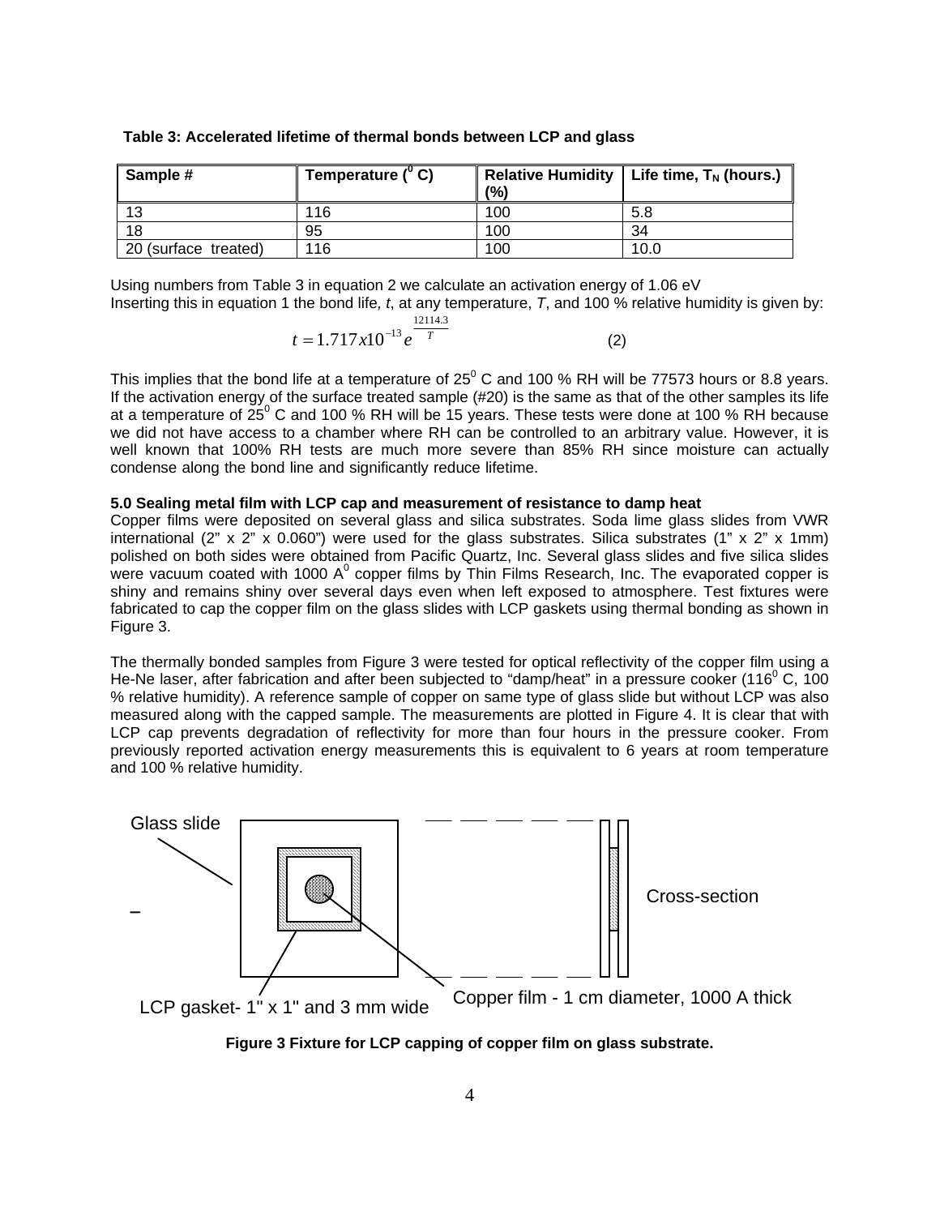**Table 3: Accelerated lifetime of thermal bonds between LCP and glass**

| Sample # | Temperature ($^0$ C) | Relative Humidity (%) | Life time, $T_N$ (hours.) |
|---|---|---|---|
| 13 | 116 | 100 | 5.8 |
| 18 | 95 | 100 | 34 |
| 20 (surface treated) | 116 | 100 | 10.0 |

Using numbers from Table 3 in equation 2 we calculate an activation energy of 1.06 eV
Inserting this in equation 1 the bond life, *t*, at any temperature, *T*, and 100 % relative humidity is given by:

$$t = 1.717 x 10^{-13} e^{\frac{12114.3}{T}} \qquad (2)$$

This implies that the bond life at a temperature of 25$^0$ C and 100 % RH will be 77573 hours or 8.8 years. If the activation energy of the surface treated sample (#20) is the same as that of the other samples its life at a temperature of 25$^0$ C and 100 % RH will be 15 years. These tests were done at 100 % RH because we did not have access to a chamber where RH can be controlled to an arbitrary value. However, it is well known that 100% RH tests are much more severe than 85% RH since moisture can actually condense along the bond line and significantly reduce lifetime.

**5.0 Sealing metal film with LCP cap and measurement of resistance to damp heat**

Copper films were deposited on several glass and silica substrates. Soda lime glass slides from VWR international (2" x 2" x 0.060") were used for the glass substrates. Silica substrates (1" x 2" x 1mm) polished on both sides were obtained from Pacific Quartz, Inc. Several glass slides and five silica slides were vacuum coated with 1000 A$^0$ copper films by Thin Films Research, Inc. The evaporated copper is shiny and remains shiny over several days even when left exposed to atmosphere. Test fixtures were fabricated to cap the copper film on the glass slides with LCP gaskets using thermal bonding as shown in Figure 3.

The thermally bonded samples from Figure 3 were tested for optical reflectivity of the copper film using a He-Ne laser, after fabrication and after been subjected to "damp/heat" in a pressure cooker (116$^0$ C, 100 % relative humidity). A reference sample of copper on same type of glass slide but without LCP was also measured along with the capped sample. The measurements are plotted in Figure 4. It is clear that with LCP cap prevents degradation of reflectivity for more than four hours in the pressure cooker. From previously reported activation energy measurements this is equivalent to 6 years at room temperature and 100 % relative humidity.

Glass slide

Cross-section

LCP gasket- 1" x 1" and 3 mm wide

Copper film - 1 cm diameter, 1000 A thick

**Figure 3 Fixture for LCP capping of copper film on glass substrate.**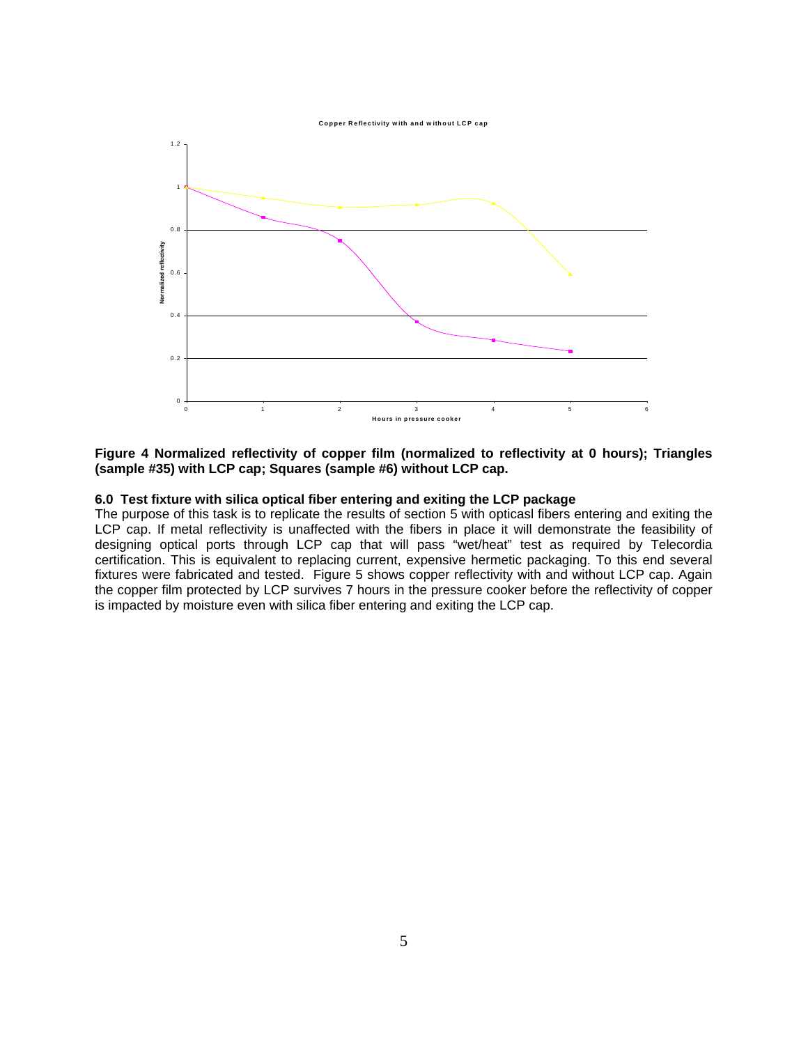**Figure 4 Normalized reflectivity of copper film (normalized to reflectivity at 0 hours); Triangles (sample #35) with LCP cap; Squares (sample #6) without LCP cap.**

### 6.0 Test fixture with silica optical fiber entering and exiting the LCP package

The purpose of this task is to replicate the results of section 5 with opticasl fibers entering and exiting the LCP cap. If metal reflectivity is unaffected with the fibers in place it will demonstrate the feasibility of designing optical ports through LCP cap that will pass "wet/heat" test as required by Telecordia certification. This is equivalent to replacing current, expensive hermetic packaging. To this end several fixtures were fabricated and tested. Figure 5 shows copper reflectivity with and without LCP cap. Again the copper film protected by LCP survives 7 hours in the pressure cooker before the reflectivity of copper is impacted by moisture even with silica fiber entering and exiting the LCP cap.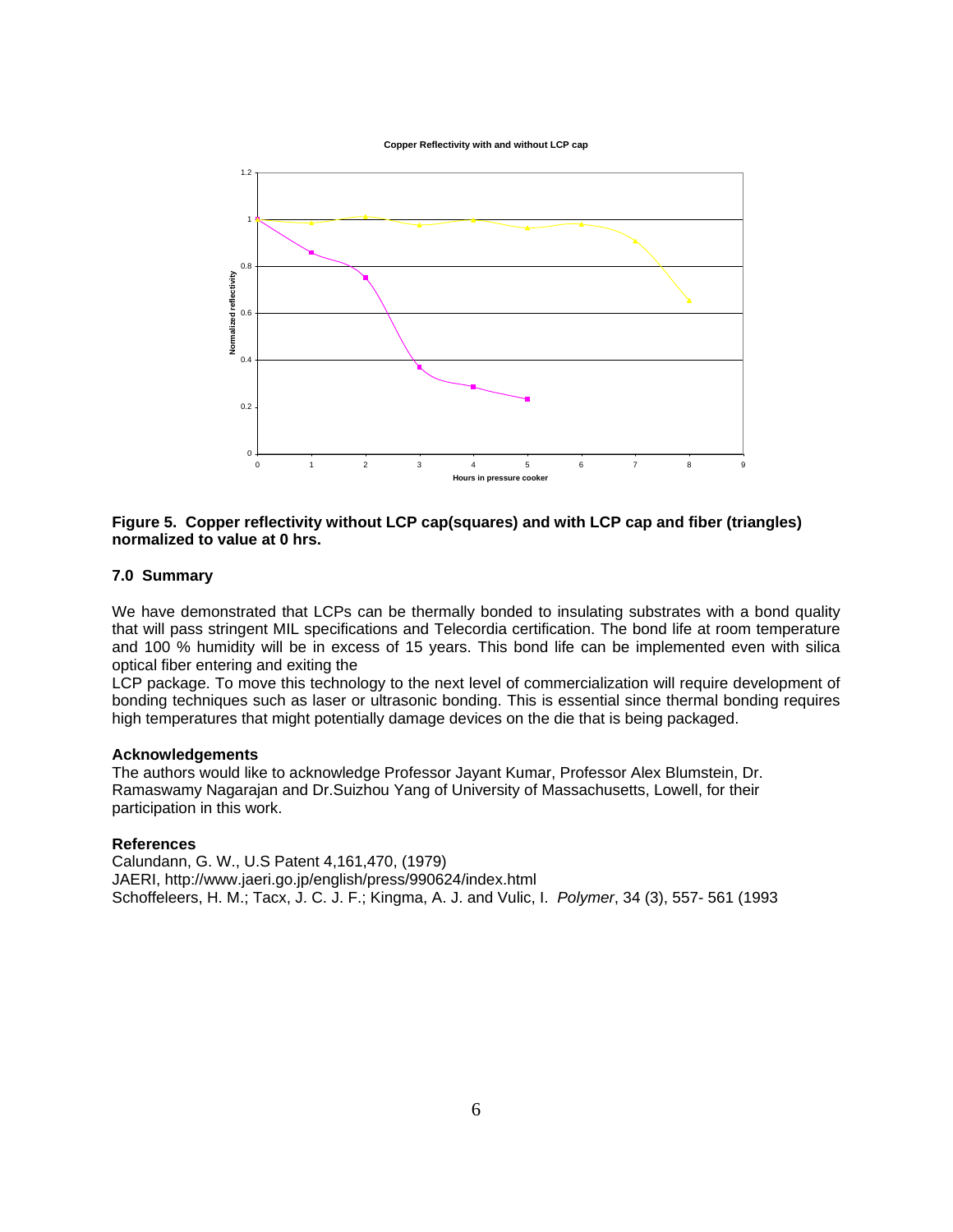Copper Reflectivity with and without LCP cap

Normalized reflectivity

1.2
1
0.8
0.6
0.4
0.2
0

0 1 2 3 4 5 6 7 8 9

Hours in pressure cooker

**Figure 5. Copper reflectivity without LCP cap(squares) and with LCP cap and fiber (triangles) normalized to value at 0 hrs.**

### 7.0 Summary

We have demonstrated that LCPs can be thermally bonded to insulating substrates with a bond quality that will pass stringent MIL specifications and Telecordia certification. The bond life at room temperature and 100 % humidity will be in excess of 15 years. This bond life can be implemented even with silica optical fiber entering and exiting the
LCP package. To move this technology to the next level of commercialization will require development of bonding techniques such as laser or ultrasonic bonding. This is essential since thermal bonding requires high temperatures that might potentially damage devices on the die that is being packaged.

### Acknowledgements

The authors would like to acknowledge Professor Jayant Kumar, Professor Alex Blumstein, Dr. Ramaswamy Nagarajan and Dr.Suizhou Yang of University of Massachusetts, Lowell, for their participation in this work.

### References

Calundann, G. W., U.S Patent 4,161,470, (1979)
JAERI, http://www.jaeri.go.jp/english/press/990624/index.html
Schoffeleers, H. M.; Tacx, J. C. J. F.; Kingma, A. J. and Vulic, I. *Polymer*, 34 (3), 557- 561 (1993